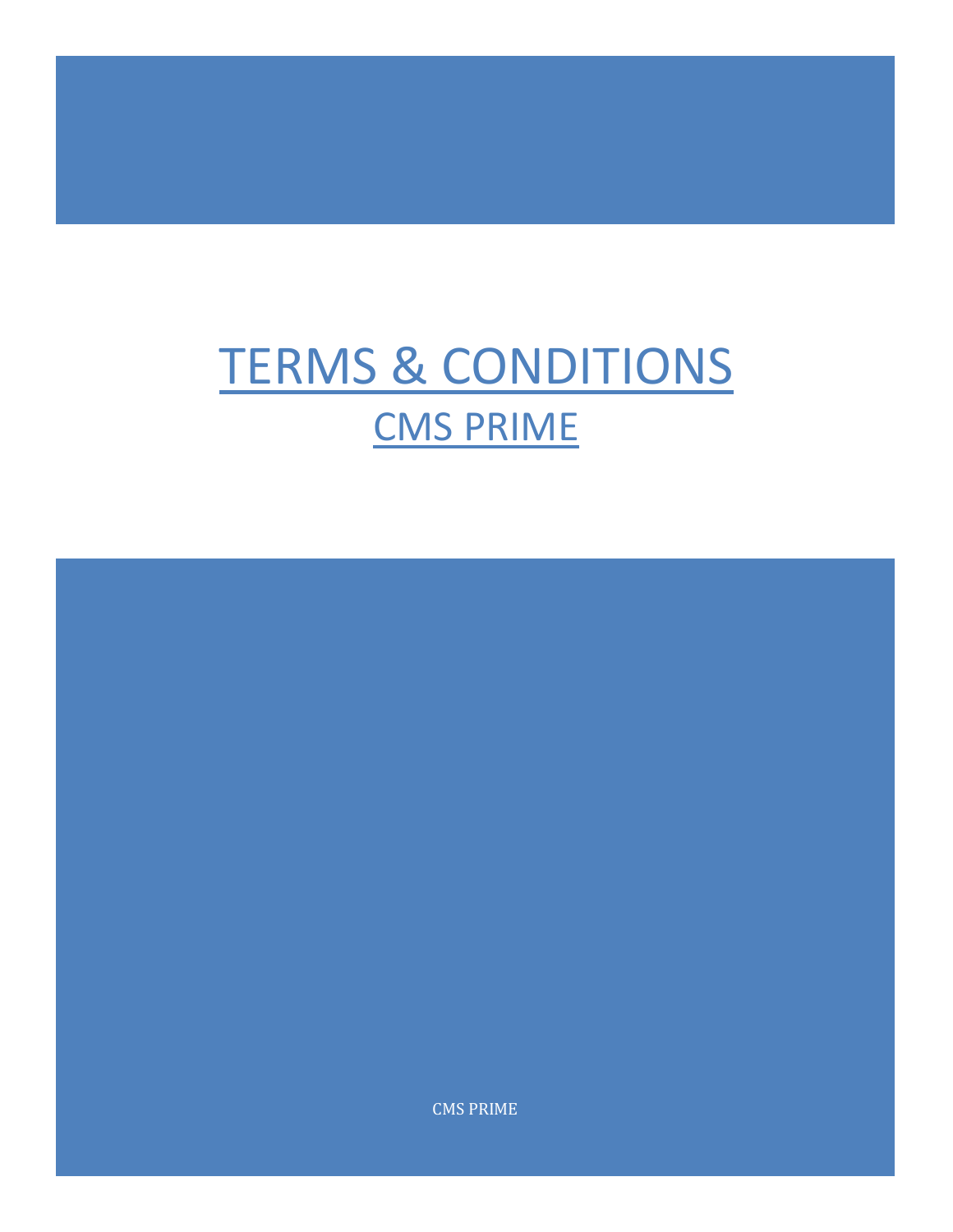# TERMS & CONDITIONS

## CMS PRIME

CMS PRIME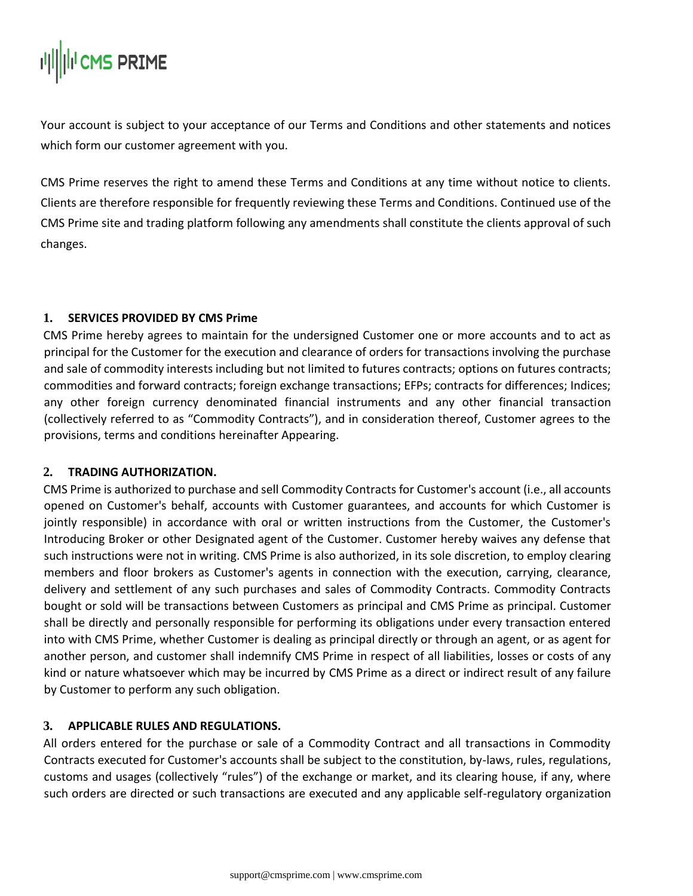Your account is subject to your acceptance of our Terms and Conditions and other statements and notices which form our customer agreement with you.

CMS Prime reserves the right to amend these Terms and Conditions at any time without notice to clients. Clients are therefore responsible for frequently reviewing these Terms and Conditions. Continued use of the CMS Prime site and trading platform following any amendments shall constitute the clients approval of such changes.

**1. SERVICES PROVIDED BY CMS Prime**

CMS Prime hereby agrees to maintain for the undersigned Customer one or more accounts and to act as principal for the Customer for the execution and clearance of orders for transactions involving the purchase and sale of commodity interests including but not limited to futures contracts; options on futures contracts; commodities and forward contracts; foreign exchange transactions; EFPs; contracts for differences; Indices; any other foreign currency denominated financial instruments and any other financial transaction (collectively referred to as "Commodity Contracts"), and in consideration thereof, Customer agrees to the provisions, terms and conditions hereinafter Appearing.

**2. TRADING AUTHORIZATION.**

CMS Prime is authorized to purchase and sell Commodity Contracts for Customer's account (i.e., all accounts opened on Customer's behalf, accounts with Customer guarantees, and accounts for which Customer is jointly responsible) in accordance with oral or written instructions from the Customer, the Customer's Introducing Broker or other Designated agent of the Customer. Customer hereby waives any defense that such instructions were not in writing. CMS Prime is also authorized, in its sole discretion, to employ clearing members and floor brokers as Customer's agents in connection with the execution, carrying, clearance, delivery and settlement of any such purchases and sales of Commodity Contracts. Commodity Contracts bought or sold will be transactions between Customers as principal and CMS Prime as principal. Customer shall be directly and personally responsible for performing its obligations under every transaction entered into with CMS Prime, whether Customer is dealing as principal directly or through an agent, or as agent for another person, and customer shall indemnify CMS Prime in respect of all liabilities, losses or costs of any kind or nature whatsoever which may be incurred by CMS Prime as a direct or indirect result of any failure by Customer to perform any such obligation.

**3. APPLICABLE RULES AND REGULATIONS.**

All orders entered for the purchase or sale of a Commodity Contract and all transactions in Commodity Contracts executed for Customer's accounts shall be subject to the constitution, by-laws, rules, regulations, customs and usages (collectively "rules") of the exchange or market, and its clearing house, if any, where such orders are directed or such transactions are executed and any applicable self-regulatory organization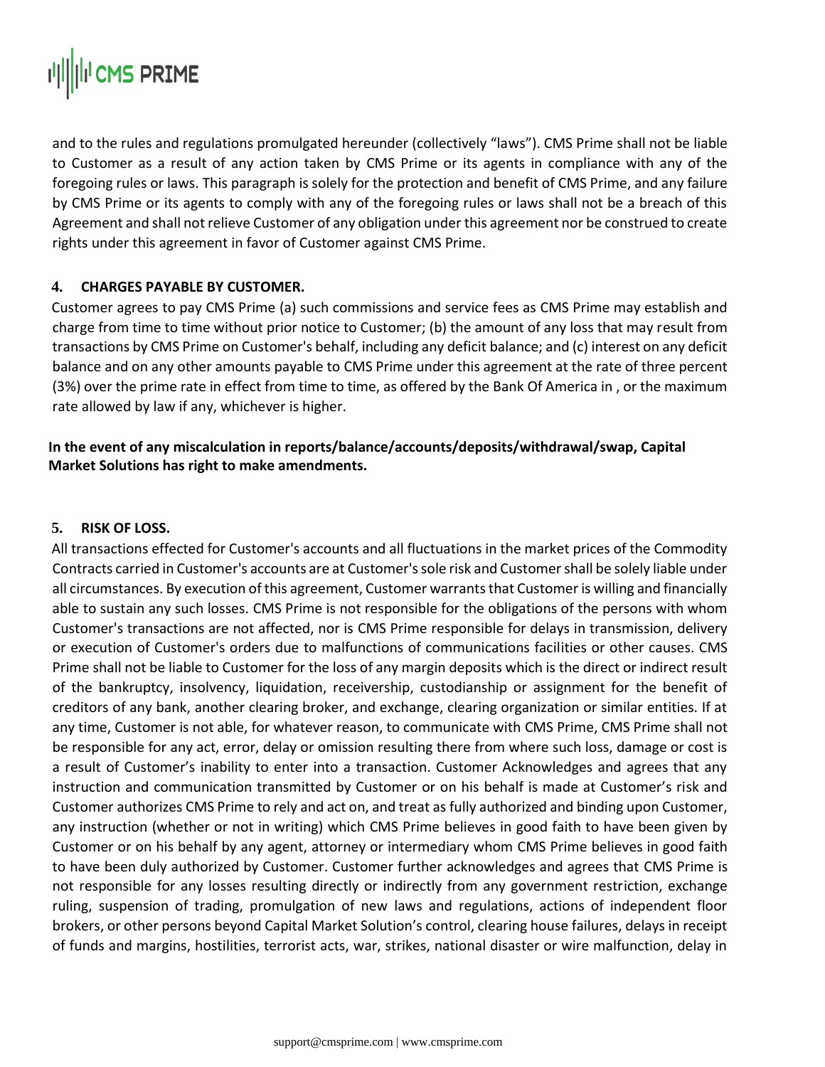and to the rules and regulations promulgated hereunder (collectively “laws”). CMS Prime shall not be liable to Customer as a result of any action taken by CMS Prime or its agents in compliance with any of the foregoing rules or laws. This paragraph is solely for the protection and benefit of CMS Prime, and any failure by CMS Prime or its agents to comply with any of the foregoing rules or laws shall not be a breach of this Agreement and shall not relieve Customer of any obligation under this agreement nor be construed to create rights under this agreement in favor of Customer against CMS Prime.

## 4. CHARGES PAYABLE BY CUSTOMER.

Customer agrees to pay CMS Prime (a) such commissions and service fees as CMS Prime may establish and charge from time to time without prior notice to Customer; (b) the amount of any loss that may result from transactions by CMS Prime on Customer's behalf, including any deficit balance; and (c) interest on any deficit balance and on any other amounts payable to CMS Prime under this agreement at the rate of three percent (3%) over the prime rate in effect from time to time, as offered by the Bank Of America in , or the maximum rate allowed by law if any, whichever is higher.

**In the event of any miscalculation in reports/balance/accounts/deposits/withdrawal/swap, Capital Market Solutions has right to make amendments.**

## 5. RISK OF LOSS.

All transactions effected for Customer's accounts and all fluctuations in the market prices of the Commodity Contracts carried in Customer's accounts are at Customer's sole risk and Customer shall be solely liable under all circumstances. By execution of this agreement, Customer warrants that Customer is willing and financially able to sustain any such losses. CMS Prime is not responsible for the obligations of the persons with whom Customer's transactions are not affected, nor is CMS Prime responsible for delays in transmission, delivery or execution of Customer's orders due to malfunctions of communications facilities or other causes. CMS Prime shall not be liable to Customer for the loss of any margin deposits which is the direct or indirect result of the bankruptcy, insolvency, liquidation, receivership, custodianship or assignment for the benefit of creditors of any bank, another clearing broker, and exchange, clearing organization or similar entities. If at any time, Customer is not able, for whatever reason, to communicate with CMS Prime, CMS Prime shall not be responsible for any act, error, delay or omission resulting there from where such loss, damage or cost is a result of Customer’s inability to enter into a transaction. Customer Acknowledges and agrees that any instruction and communication transmitted by Customer or on his behalf is made at Customer’s risk and Customer authorizes CMS Prime to rely and act on, and treat as fully authorized and binding upon Customer, any instruction (whether or not in writing) which CMS Prime believes in good faith to have been given by Customer or on his behalf by any agent, attorney or intermediary whom CMS Prime believes in good faith to have been duly authorized by Customer. Customer further acknowledges and agrees that CMS Prime is not responsible for any losses resulting directly or indirectly from any government restriction, exchange ruling, suspension of trading, promulgation of new laws and regulations, actions of independent floor brokers, or other persons beyond Capital Market Solution’s control, clearing house failures, delays in receipt of funds and margins, hostilities, terrorist acts, war, strikes, national disaster or wire malfunction, delay in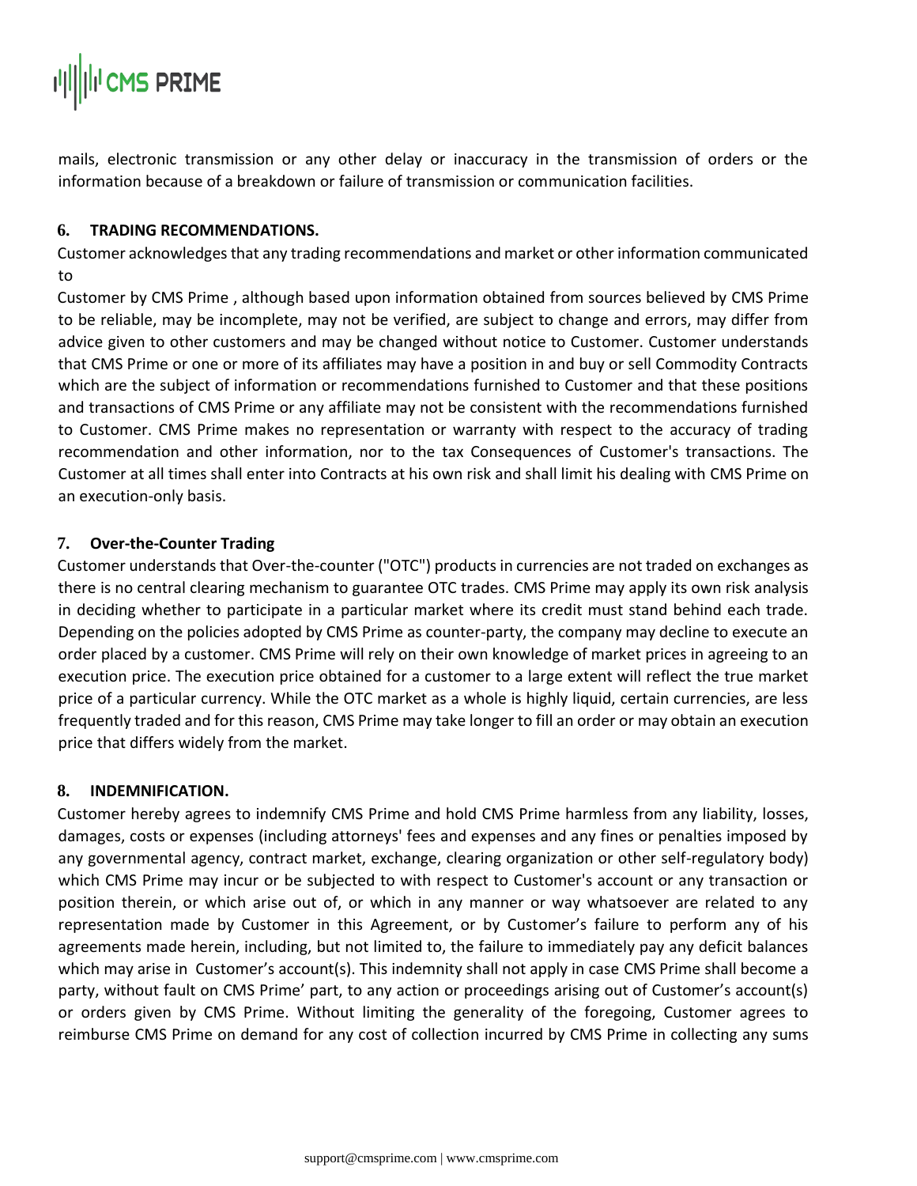mails, electronic transmission or any other delay or inaccuracy in the transmission of orders or the information because of a breakdown or failure of transmission or communication facilities.

**6. TRADING RECOMMENDATIONS.**

Customer acknowledges that any trading recommendations and market or other information communicated to

Customer by CMS Prime , although based upon information obtained from sources believed by CMS Prime to be reliable, may be incomplete, may not be verified, are subject to change and errors, may differ from advice given to other customers and may be changed without notice to Customer. Customer understands that CMS Prime or one or more of its affiliates may have a position in and buy or sell Commodity Contracts which are the subject of information or recommendations furnished to Customer and that these positions and transactions of CMS Prime or any affiliate may not be consistent with the recommendations furnished to Customer. CMS Prime makes no representation or warranty with respect to the accuracy of trading recommendation and other information, nor to the tax Consequences of Customer's transactions. The Customer at all times shall enter into Contracts at his own risk and shall limit his dealing with CMS Prime on an execution-only basis.

**7. Over-the-Counter Trading**

Customer understands that Over-the-counter ("OTC") products in currencies are not traded on exchanges as there is no central clearing mechanism to guarantee OTC trades. CMS Prime may apply its own risk analysis in deciding whether to participate in a particular market where its credit must stand behind each trade. Depending on the policies adopted by CMS Prime as counter-party, the company may decline to execute an order placed by a customer. CMS Prime will rely on their own knowledge of market prices in agreeing to an execution price. The execution price obtained for a customer to a large extent will reflect the true market price of a particular currency. While the OTC market as a whole is highly liquid, certain currencies, are less frequently traded and for this reason, CMS Prime may take longer to fill an order or may obtain an execution price that differs widely from the market.

**8. INDEMNIFICATION.**

Customer hereby agrees to indemnify CMS Prime and hold CMS Prime harmless from any liability, losses, damages, costs or expenses (including attorneys' fees and expenses and any fines or penalties imposed by any governmental agency, contract market, exchange, clearing organization or other self-regulatory body) which CMS Prime may incur or be subjected to with respect to Customer's account or any transaction or position therein, or which arise out of, or which in any manner or way whatsoever are related to any representation made by Customer in this Agreement, or by Customer's failure to perform any of his agreements made herein, including, but not limited to, the failure to immediately pay any deficit balances which may arise in Customer's account(s). This indemnity shall not apply in case CMS Prime shall become a party, without fault on CMS Prime' part, to any action or proceedings arising out of Customer's account(s) or orders given by CMS Prime. Without limiting the generality of the foregoing, Customer agrees to reimburse CMS Prime on demand for any cost of collection incurred by CMS Prime in collecting any sums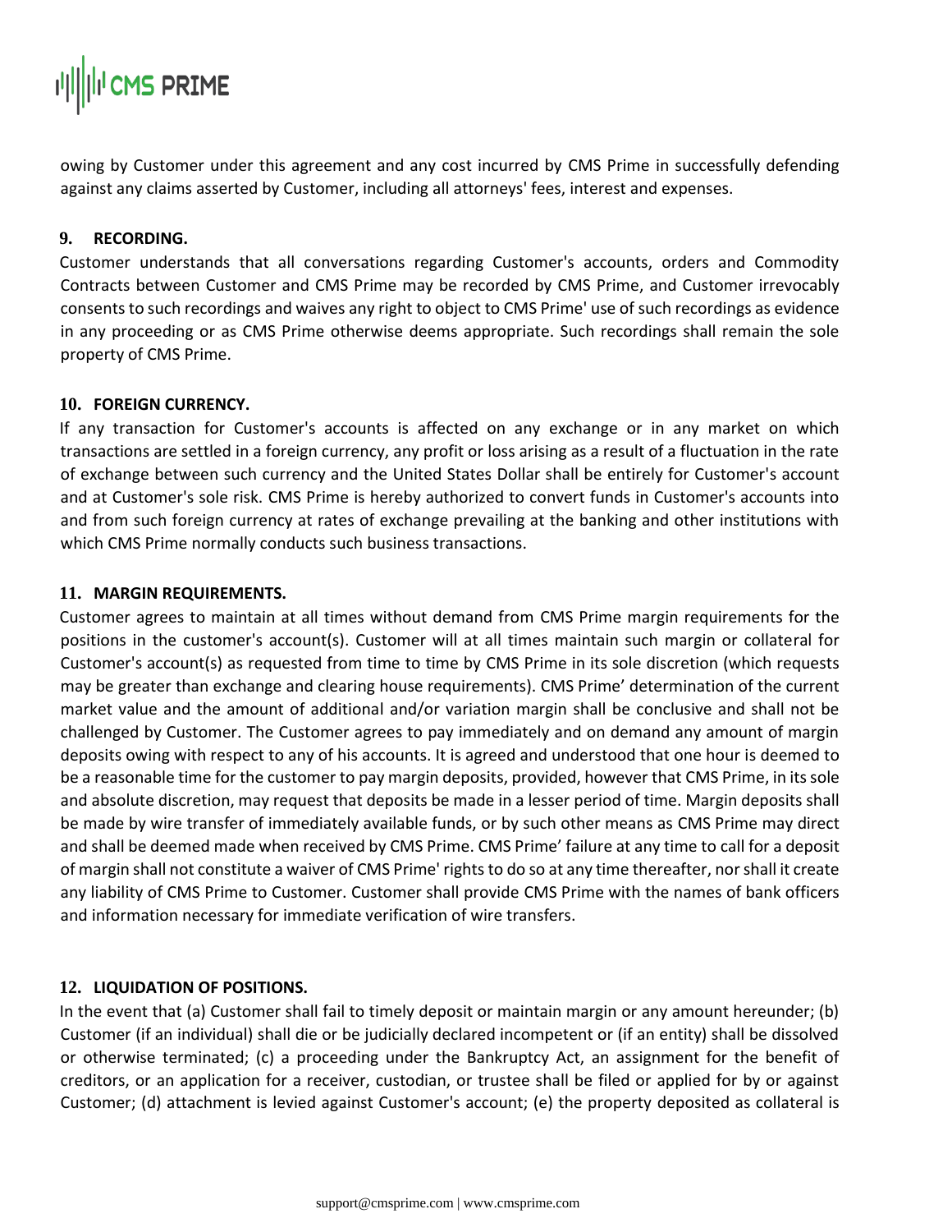owing by Customer under this agreement and any cost incurred by CMS Prime in successfully defending against any claims asserted by Customer, including all attorneys' fees, interest and expenses.

### 9. RECORDING.

Customer understands that all conversations regarding Customer's accounts, orders and Commodity Contracts between Customer and CMS Prime may be recorded by CMS Prime, and Customer irrevocably consents to such recordings and waives any right to object to CMS Prime' use of such recordings as evidence in any proceeding or as CMS Prime otherwise deems appropriate. Such recordings shall remain the sole property of CMS Prime.

### 10. FOREIGN CURRENCY.

If any transaction for Customer's accounts is affected on any exchange or in any market on which transactions are settled in a foreign currency, any profit or loss arising as a result of a fluctuation in the rate of exchange between such currency and the United States Dollar shall be entirely for Customer's account and at Customer's sole risk. CMS Prime is hereby authorized to convert funds in Customer's accounts into and from such foreign currency at rates of exchange prevailing at the banking and other institutions with which CMS Prime normally conducts such business transactions.

### 11. MARGIN REQUIREMENTS.

Customer agrees to maintain at all times without demand from CMS Prime margin requirements for the positions in the customer's account(s). Customer will at all times maintain such margin or collateral for Customer's account(s) as requested from time to time by CMS Prime in its sole discretion (which requests may be greater than exchange and clearing house requirements). CMS Prime' determination of the current market value and the amount of additional and/or variation margin shall be conclusive and shall not be challenged by Customer. The Customer agrees to pay immediately and on demand any amount of margin deposits owing with respect to any of his accounts. It is agreed and understood that one hour is deemed to be a reasonable time for the customer to pay margin deposits, provided, however that CMS Prime, in its sole and absolute discretion, may request that deposits be made in a lesser period of time. Margin deposits shall be made by wire transfer of immediately available funds, or by such other means as CMS Prime may direct and shall be deemed made when received by CMS Prime. CMS Prime' failure at any time to call for a deposit of margin shall not constitute a waiver of CMS Prime' rights to do so at any time thereafter, nor shall it create any liability of CMS Prime to Customer. Customer shall provide CMS Prime with the names of bank officers and information necessary for immediate verification of wire transfers.

### 12. LIQUIDATION OF POSITIONS.

In the event that (a) Customer shall fail to timely deposit or maintain margin or any amount hereunder; (b) Customer (if an individual) shall die or be judicially declared incompetent or (if an entity) shall be dissolved or otherwise terminated; (c) a proceeding under the Bankruptcy Act, an assignment for the benefit of creditors, or an application for a receiver, custodian, or trustee shall be filed or applied for by or against Customer; (d) attachment is levied against Customer's account; (e) the property deposited as collateral is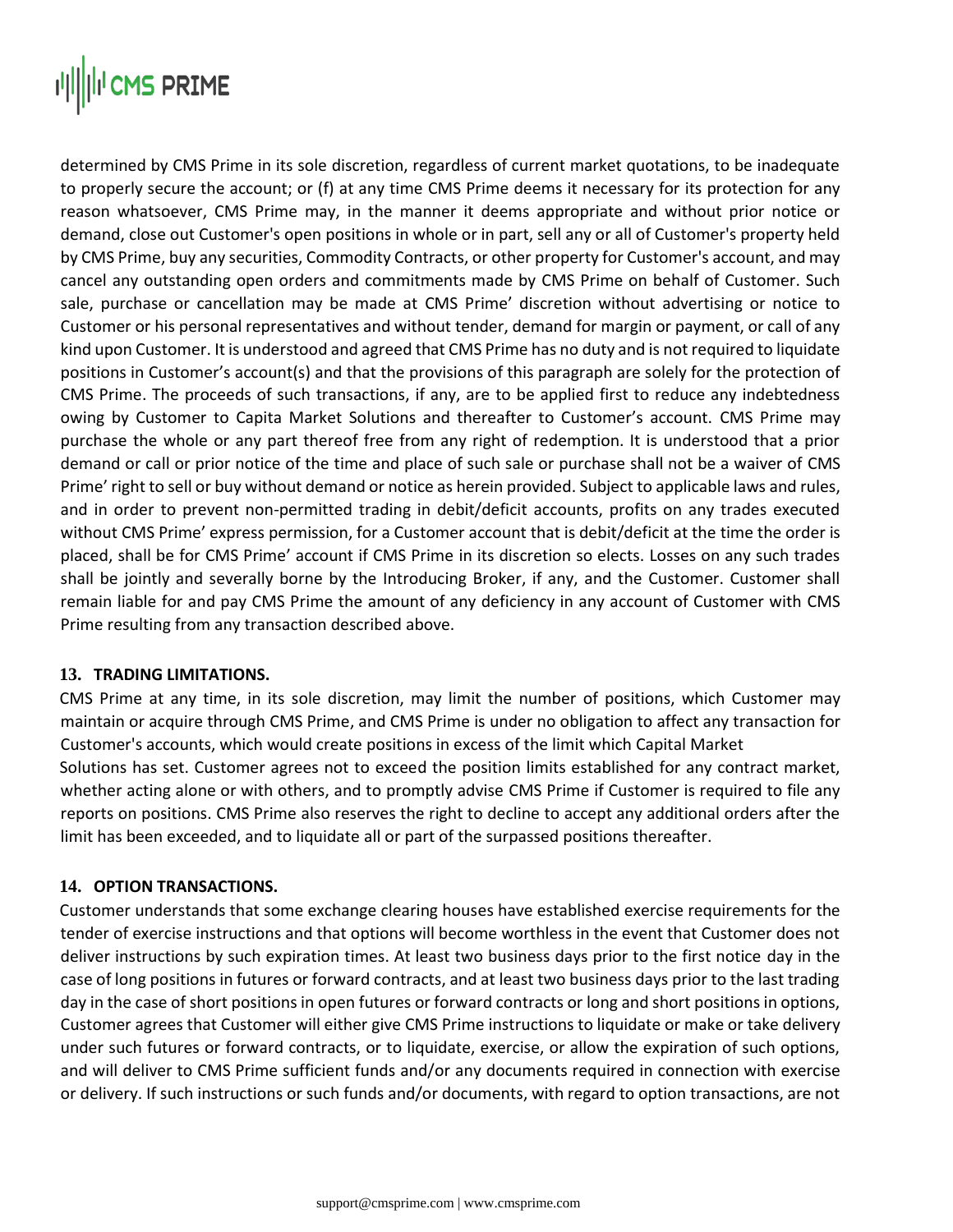determined by CMS Prime in its sole discretion, regardless of current market quotations, to be inadequate to properly secure the account; or (f) at any time CMS Prime deems it necessary for its protection for any reason whatsoever, CMS Prime may, in the manner it deems appropriate and without prior notice or demand, close out Customer's open positions in whole or in part, sell any or all of Customer's property held by CMS Prime, buy any securities, Commodity Contracts, or other property for Customer's account, and may cancel any outstanding open orders and commitments made by CMS Prime on behalf of Customer. Such sale, purchase or cancellation may be made at CMS Prime' discretion without advertising or notice to Customer or his personal representatives and without tender, demand for margin or payment, or call of any kind upon Customer. It is understood and agreed that CMS Prime has no duty and is not required to liquidate positions in Customer's account(s) and that the provisions of this paragraph are solely for the protection of CMS Prime. The proceeds of such transactions, if any, are to be applied first to reduce any indebtedness owing by Customer to Capita Market Solutions and thereafter to Customer's account. CMS Prime may purchase the whole or any part thereof free from any right of redemption. It is understood that a prior demand or call or prior notice of the time and place of such sale or purchase shall not be a waiver of CMS Prime' right to sell or buy without demand or notice as herein provided. Subject to applicable laws and rules, and in order to prevent non-permitted trading in debit/deficit accounts, profits on any trades executed without CMS Prime' express permission, for a Customer account that is debit/deficit at the time the order is placed, shall be for CMS Prime' account if CMS Prime in its discretion so elects. Losses on any such trades shall be jointly and severally borne by the Introducing Broker, if any, and the Customer. Customer shall remain liable for and pay CMS Prime the amount of any deficiency in any account of Customer with CMS Prime resulting from any transaction described above.

## 13. TRADING LIMITATIONS.

CMS Prime at any time, in its sole discretion, may limit the number of positions, which Customer may maintain or acquire through CMS Prime, and CMS Prime is under no obligation to affect any transaction for Customer's accounts, which would create positions in excess of the limit which Capital Market Solutions has set. Customer agrees not to exceed the position limits established for any contract market, whether acting alone or with others, and to promptly advise CMS Prime if Customer is required to file any reports on positions. CMS Prime also reserves the right to decline to accept any additional orders after the limit has been exceeded, and to liquidate all or part of the surpassed positions thereafter.

## 14. OPTION TRANSACTIONS.

Customer understands that some exchange clearing houses have established exercise requirements for the tender of exercise instructions and that options will become worthless in the event that Customer does not deliver instructions by such expiration times. At least two business days prior to the first notice day in the case of long positions in futures or forward contracts, and at least two business days prior to the last trading day in the case of short positions in open futures or forward contracts or long and short positions in options, Customer agrees that Customer will either give CMS Prime instructions to liquidate or make or take delivery under such futures or forward contracts, or to liquidate, exercise, or allow the expiration of such options, and will deliver to CMS Prime sufficient funds and/or any documents required in connection with exercise or delivery. If such instructions or such funds and/or documents, with regard to option transactions, are not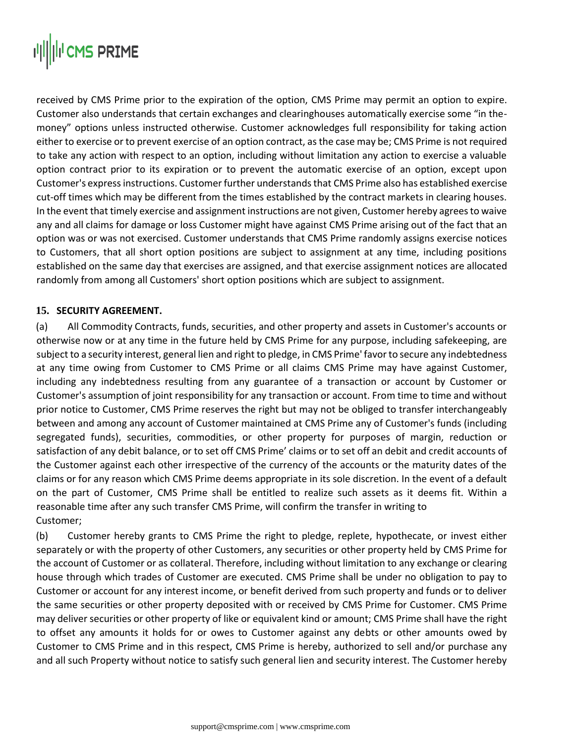received by CMS Prime prior to the expiration of the option, CMS Prime may permit an option to expire. Customer also understands that certain exchanges and clearinghouses automatically exercise some "in the-money" options unless instructed otherwise. Customer acknowledges full responsibility for taking action either to exercise or to prevent exercise of an option contract, as the case may be; CMS Prime is not required to take any action with respect to an option, including without limitation any action to exercise a valuable option contract prior to its expiration or to prevent the automatic exercise of an option, except upon Customer's express instructions. Customer further understands that CMS Prime also has established exercise cut-off times which may be different from the times established by the contract markets in clearing houses. In the event that timely exercise and assignment instructions are not given, Customer hereby agrees to waive any and all claims for damage or loss Customer might have against CMS Prime arising out of the fact that an option was or was not exercised. Customer understands that CMS Prime randomly assigns exercise notices to Customers, that all short option positions are subject to assignment at any time, including positions established on the same day that exercises are assigned, and that exercise assignment notices are allocated randomly from among all Customers' short option positions which are subject to assignment.

**15. SECURITY AGREEMENT.**

(a) All Commodity Contracts, funds, securities, and other property and assets in Customer's accounts or otherwise now or at any time in the future held by CMS Prime for any purpose, including safekeeping, are subject to a security interest, general lien and right to pledge, in CMS Prime' favor to secure any indebtedness at any time owing from Customer to CMS Prime or all claims CMS Prime may have against Customer, including any indebtedness resulting from any guarantee of a transaction or account by Customer or Customer's assumption of joint responsibility for any transaction or account. From time to time and without prior notice to Customer, CMS Prime reserves the right but may not be obliged to transfer interchangeably between and among any account of Customer maintained at CMS Prime any of Customer's funds (including segregated funds), securities, commodities, or other property for purposes of margin, reduction or satisfaction of any debit balance, or to set off CMS Prime' claims or to set off an debit and credit accounts of the Customer against each other irrespective of the currency of the accounts or the maturity dates of the claims or for any reason which CMS Prime deems appropriate in its sole discretion. In the event of a default on the part of Customer, CMS Prime shall be entitled to realize such assets as it deems fit. Within a reasonable time after any such transfer CMS Prime, will confirm the transfer in writing to Customer;

(b) Customer hereby grants to CMS Prime the right to pledge, replete, hypothecate, or invest either separately or with the property of other Customers, any securities or other property held by CMS Prime for the account of Customer or as collateral. Therefore, including without limitation to any exchange or clearing house through which trades of Customer are executed. CMS Prime shall be under no obligation to pay to Customer or account for any interest income, or benefit derived from such property and funds or to deliver the same securities or other property deposited with or received by CMS Prime for Customer. CMS Prime may deliver securities or other property of like or equivalent kind or amount; CMS Prime shall have the right to offset any amounts it holds for or owes to Customer against any debts or other amounts owed by Customer to CMS Prime and in this respect, CMS Prime is hereby, authorized to sell and/or purchase any and all such Property without notice to satisfy such general lien and security interest. The Customer hereby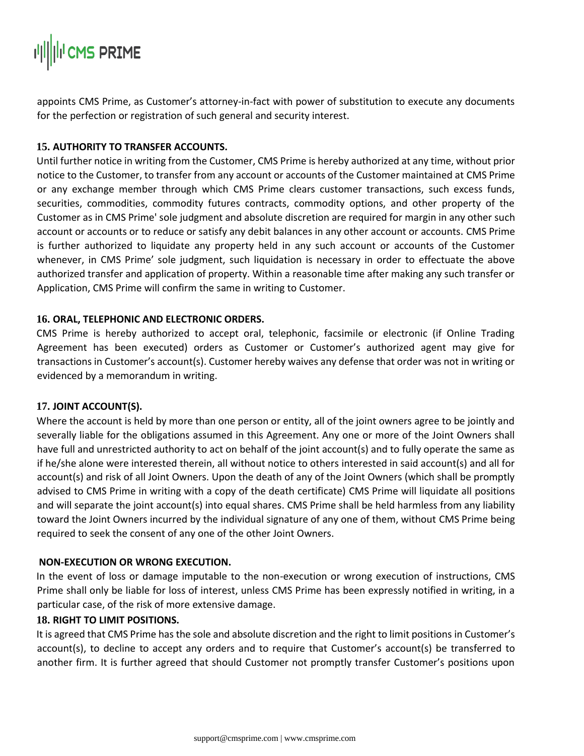appoints CMS Prime, as Customer's attorney-in-fact with power of substitution to execute any documents for the perfection or registration of such general and security interest.

**15. AUTHORITY TO TRANSFER ACCOUNTS.**

Until further notice in writing from the Customer, CMS Prime is hereby authorized at any time, without prior notice to the Customer, to transfer from any account or accounts of the Customer maintained at CMS Prime or any exchange member through which CMS Prime clears customer transactions, such excess funds, securities, commodities, commodity futures contracts, commodity options, and other property of the Customer as in CMS Prime' sole judgment and absolute discretion are required for margin in any other such account or accounts or to reduce or satisfy any debit balances in any other account or accounts. CMS Prime is further authorized to liquidate any property held in any such account or accounts of the Customer whenever, in CMS Prime' sole judgment, such liquidation is necessary in order to effectuate the above authorized transfer and application of property. Within a reasonable time after making any such transfer or Application, CMS Prime will confirm the same in writing to Customer.

**16. ORAL, TELEPHONIC AND ELECTRONIC ORDERS.**

CMS Prime is hereby authorized to accept oral, telephonic, facsimile or electronic (if Online Trading Agreement has been executed) orders as Customer or Customer's authorized agent may give for transactions in Customer's account(s). Customer hereby waives any defense that order was not in writing or evidenced by a memorandum in writing.

**17. JOINT ACCOUNT(S).**

Where the account is held by more than one person or entity, all of the joint owners agree to be jointly and severally liable for the obligations assumed in this Agreement. Any one or more of the Joint Owners shall have full and unrestricted authority to act on behalf of the joint account(s) and to fully operate the same as if he/she alone were interested therein, all without notice to others interested in said account(s) and all for account(s) and risk of all Joint Owners. Upon the death of any of the Joint Owners (which shall be promptly advised to CMS Prime in writing with a copy of the death certificate) CMS Prime will liquidate all positions and will separate the joint account(s) into equal shares. CMS Prime shall be held harmless from any liability toward the Joint Owners incurred by the individual signature of any one of them, without CMS Prime being required to seek the consent of any one of the other Joint Owners.

**NON-EXECUTION OR WRONG EXECUTION.**

In the event of loss or damage imputable to the non-execution or wrong execution of instructions, CMS Prime shall only be liable for loss of interest, unless CMS Prime has been expressly notified in writing, in a particular case, of the risk of more extensive damage.

**18. RIGHT TO LIMIT POSITIONS.**

It is agreed that CMS Prime has the sole and absolute discretion and the right to limit positions in Customer's account(s), to decline to accept any orders and to require that Customer's account(s) be transferred to another firm. It is further agreed that should Customer not promptly transfer Customer's positions upon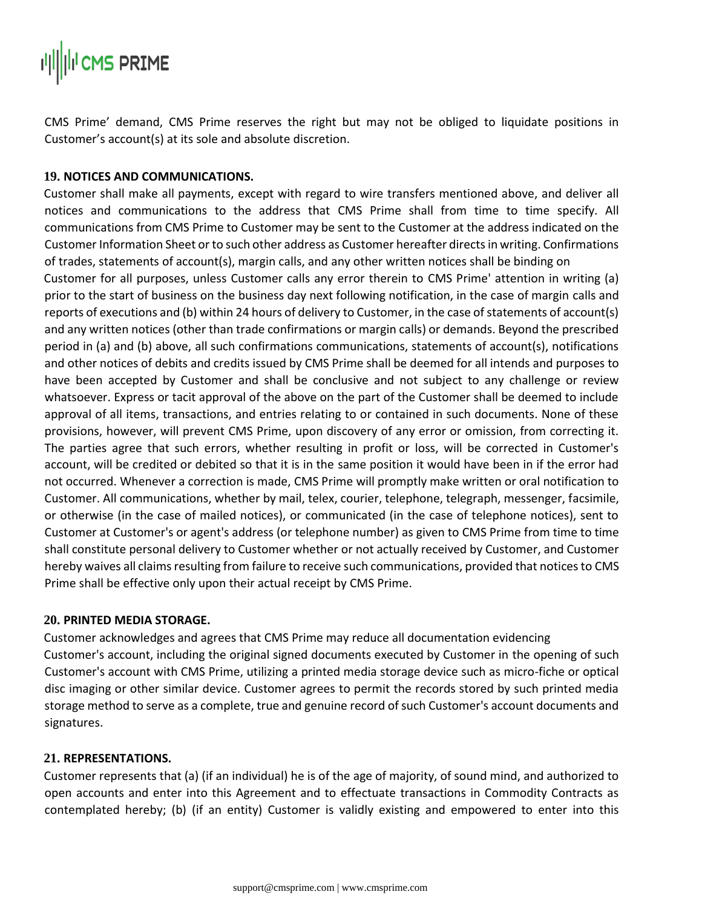CMS Prime' demand, CMS Prime reserves the right but may not be obliged to liquidate positions in Customer's account(s) at its sole and absolute discretion.

**19. NOTICES AND COMMUNICATIONS.**

Customer shall make all payments, except with regard to wire transfers mentioned above, and deliver all notices and communications to the address that CMS Prime shall from time to time specify. All communications from CMS Prime to Customer may be sent to the Customer at the address indicated on the Customer Information Sheet or to such other address as Customer hereafter directs in writing. Confirmations of trades, statements of account(s), margin calls, and any other written notices shall be binding on Customer for all purposes, unless Customer calls any error therein to CMS Prime' attention in writing (a) prior to the start of business on the business day next following notification, in the case of margin calls and reports of executions and (b) within 24 hours of delivery to Customer, in the case of statements of account(s) and any written notices (other than trade confirmations or margin calls) or demands. Beyond the prescribed period in (a) and (b) above, all such confirmations communications, statements of account(s), notifications and other notices of debits and credits issued by CMS Prime shall be deemed for all intends and purposes to have been accepted by Customer and shall be conclusive and not subject to any challenge or review whatsoever. Express or tacit approval of the above on the part of the Customer shall be deemed to include approval of all items, transactions, and entries relating to or contained in such documents. None of these provisions, however, will prevent CMS Prime, upon discovery of any error or omission, from correcting it. The parties agree that such errors, whether resulting in profit or loss, will be corrected in Customer's account, will be credited or debited so that it is in the same position it would have been in if the error had not occurred. Whenever a correction is made, CMS Prime will promptly make written or oral notification to Customer. All communications, whether by mail, telex, courier, telephone, telegraph, messenger, facsimile, or otherwise (in the case of mailed notices), or communicated (in the case of telephone notices), sent to Customer at Customer's or agent's address (or telephone number) as given to CMS Prime from time to time shall constitute personal delivery to Customer whether or not actually received by Customer, and Customer hereby waives all claims resulting from failure to receive such communications, provided that notices to CMS Prime shall be effective only upon their actual receipt by CMS Prime.

**20. PRINTED MEDIA STORAGE.**

Customer acknowledges and agrees that CMS Prime may reduce all documentation evidencing Customer's account, including the original signed documents executed by Customer in the opening of such Customer's account with CMS Prime, utilizing a printed media storage device such as micro-fiche or optical disc imaging or other similar device. Customer agrees to permit the records stored by such printed media storage method to serve as a complete, true and genuine record of such Customer's account documents and signatures.

**21. REPRESENTATIONS.**

Customer represents that (a) (if an individual) he is of the age of majority, of sound mind, and authorized to open accounts and enter into this Agreement and to effectuate transactions in Commodity Contracts as contemplated hereby; (b) (if an entity) Customer is validly existing and empowered to enter into this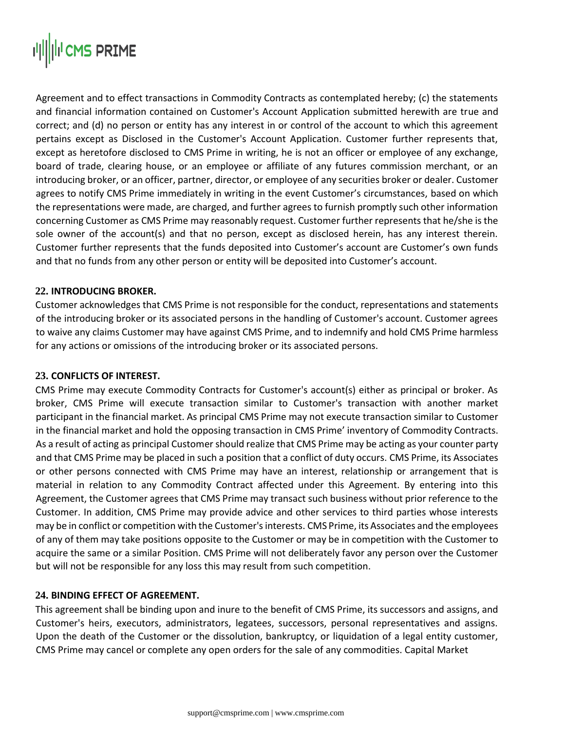Agreement and to effect transactions in Commodity Contracts as contemplated hereby; (c) the statements and financial information contained on Customer's Account Application submitted herewith are true and correct; and (d) no person or entity has any interest in or control of the account to which this agreement pertains except as Disclosed in the Customer's Account Application. Customer further represents that, except as heretofore disclosed to CMS Prime in writing, he is not an officer or employee of any exchange, board of trade, clearing house, or an employee or affiliate of any futures commission merchant, or an introducing broker, or an officer, partner, director, or employee of any securities broker or dealer. Customer agrees to notify CMS Prime immediately in writing in the event Customer's circumstances, based on which the representations were made, are charged, and further agrees to furnish promptly such other information concerning Customer as CMS Prime may reasonably request. Customer further represents that he/she is the sole owner of the account(s) and that no person, except as disclosed herein, has any interest therein. Customer further represents that the funds deposited into Customer's account are Customer's own funds and that no funds from any other person or entity will be deposited into Customer's account.

**22. INTRODUCING BROKER.**

Customer acknowledges that CMS Prime is not responsible for the conduct, representations and statements of the introducing broker or its associated persons in the handling of Customer's account. Customer agrees to waive any claims Customer may have against CMS Prime, and to indemnify and hold CMS Prime harmless for any actions or omissions of the introducing broker or its associated persons.

**23. CONFLICTS OF INTEREST.**

CMS Prime may execute Commodity Contracts for Customer's account(s) either as principal or broker. As broker, CMS Prime will execute transaction similar to Customer's transaction with another market participant in the financial market. As principal CMS Prime may not execute transaction similar to Customer in the financial market and hold the opposing transaction in CMS Prime' inventory of Commodity Contracts. As a result of acting as principal Customer should realize that CMS Prime may be acting as your counter party and that CMS Prime may be placed in such a position that a conflict of duty occurs. CMS Prime, its Associates or other persons connected with CMS Prime may have an interest, relationship or arrangement that is material in relation to any Commodity Contract affected under this Agreement. By entering into this Agreement, the Customer agrees that CMS Prime may transact such business without prior reference to the Customer. In addition, CMS Prime may provide advice and other services to third parties whose interests may be in conflict or competition with the Customer's interests. CMS Prime, its Associates and the employees of any of them may take positions opposite to the Customer or may be in competition with the Customer to acquire the same or a similar Position. CMS Prime will not deliberately favor any person over the Customer but will not be responsible for any loss this may result from such competition.

**24. BINDING EFFECT OF AGREEMENT.**

This agreement shall be binding upon and inure to the benefit of CMS Prime, its successors and assigns, and Customer's heirs, executors, administrators, legatees, successors, personal representatives and assigns. Upon the death of the Customer or the dissolution, bankruptcy, or liquidation of a legal entity customer, CMS Prime may cancel or complete any open orders for the sale of any commodities. Capital Market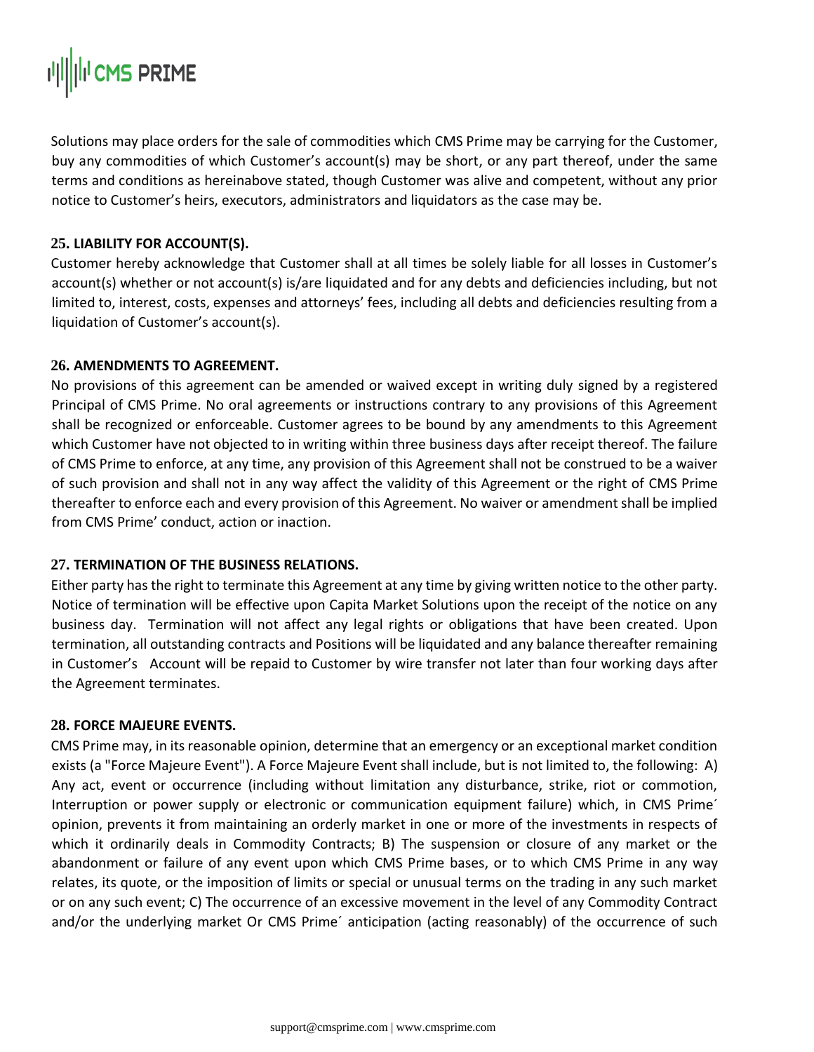Solutions may place orders for the sale of commodities which CMS Prime may be carrying for the Customer, buy any commodities of which Customer's account(s) may be short, or any part thereof, under the same terms and conditions as hereinabove stated, though Customer was alive and competent, without any prior notice to Customer's heirs, executors, administrators and liquidators as the case may be.

**25. LIABILITY FOR ACCOUNT(S).**

Customer hereby acknowledge that Customer shall at all times be solely liable for all losses in Customer's account(s) whether or not account(s) is/are liquidated and for any debts and deficiencies including, but not limited to, interest, costs, expenses and attorneys' fees, including all debts and deficiencies resulting from a liquidation of Customer's account(s).

**26. AMENDMENTS TO AGREEMENT.**

No provisions of this agreement can be amended or waived except in writing duly signed by a registered Principal of CMS Prime. No oral agreements or instructions contrary to any provisions of this Agreement shall be recognized or enforceable. Customer agrees to be bound by any amendments to this Agreement which Customer have not objected to in writing within three business days after receipt thereof. The failure of CMS Prime to enforce, at any time, any provision of this Agreement shall not be construed to be a waiver of such provision and shall not in any way affect the validity of this Agreement or the right of CMS Prime thereafter to enforce each and every provision of this Agreement. No waiver or amendment shall be implied from CMS Prime' conduct, action or inaction.

**27. TERMINATION OF THE BUSINESS RELATIONS.**

Either party has the right to terminate this Agreement at any time by giving written notice to the other party. Notice of termination will be effective upon Capita Market Solutions upon the receipt of the notice on any business day. Termination will not affect any legal rights or obligations that have been created. Upon termination, all outstanding contracts and Positions will be liquidated and any balance thereafter remaining in Customer's Account will be repaid to Customer by wire transfer not later than four working days after the Agreement terminates.

**28. FORCE MAJEURE EVENTS.**

CMS Prime may, in its reasonable opinion, determine that an emergency or an exceptional market condition exists (a "Force Majeure Event"). A Force Majeure Event shall include, but is not limited to, the following: A) Any act, event or occurrence (including without limitation any disturbance, strike, riot or commotion, Interruption or power supply or electronic or communication equipment failure) which, in CMS Prime´ opinion, prevents it from maintaining an orderly market in one or more of the investments in respects of which it ordinarily deals in Commodity Contracts; B) The suspension or closure of any market or the abandonment or failure of any event upon which CMS Prime bases, or to which CMS Prime in any way relates, its quote, or the imposition of limits or special or unusual terms on the trading in any such market or on any such event; C) The occurrence of an excessive movement in the level of any Commodity Contract and/or the underlying market Or CMS Prime´ anticipation (acting reasonably) of the occurrence of such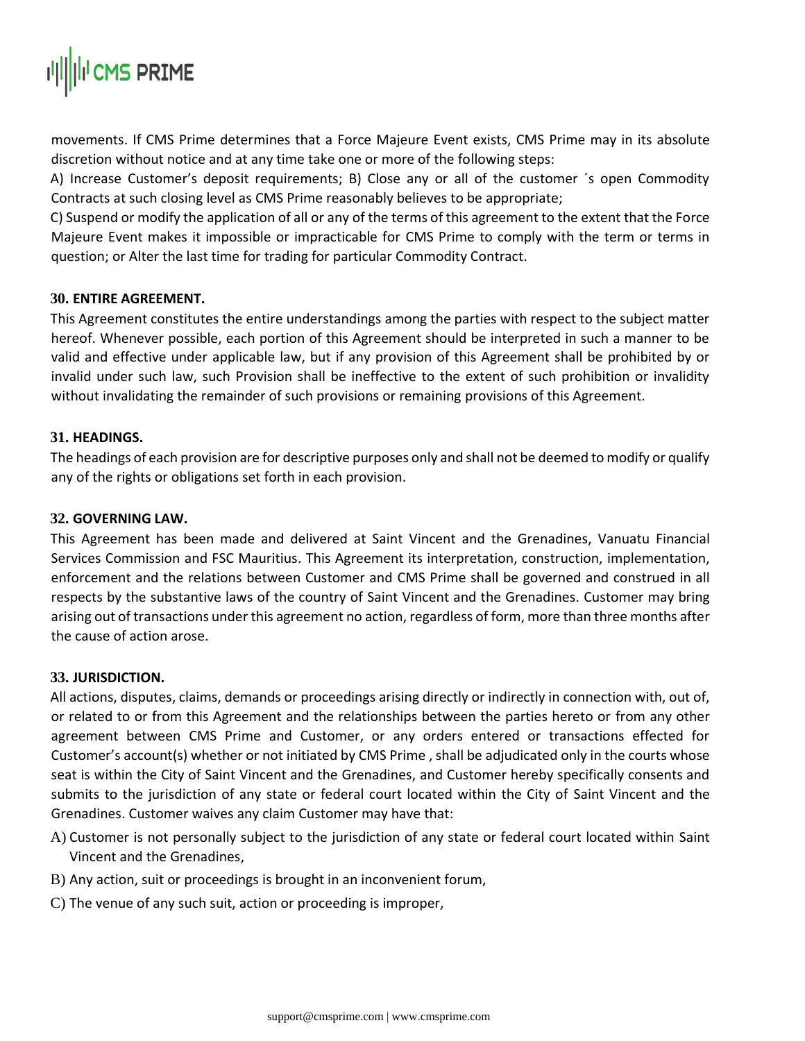movements. If CMS Prime determines that a Force Majeure Event exists, CMS Prime may in its absolute discretion without notice and at any time take one or more of the following steps:

A) Increase Customer's deposit requirements; B) Close any or all of the customer ´s open Commodity Contracts at such closing level as CMS Prime reasonably believes to be appropriate;

C) Suspend or modify the application of all or any of the terms of this agreement to the extent that the Force Majeure Event makes it impossible or impracticable for CMS Prime to comply with the term or terms in question; or Alter the last time for trading for particular Commodity Contract.

**30. ENTIRE AGREEMENT.**

This Agreement constitutes the entire understandings among the parties with respect to the subject matter hereof. Whenever possible, each portion of this Agreement should be interpreted in such a manner to be valid and effective under applicable law, but if any provision of this Agreement shall be prohibited by or invalid under such law, such Provision shall be ineffective to the extent of such prohibition or invalidity without invalidating the remainder of such provisions or remaining provisions of this Agreement.

**31. HEADINGS.**

The headings of each provision are for descriptive purposes only and shall not be deemed to modify or qualify any of the rights or obligations set forth in each provision.

**32. GOVERNING LAW.**

This Agreement has been made and delivered at Saint Vincent and the Grenadines, Vanuatu Financial Services Commission and FSC Mauritius. This Agreement its interpretation, construction, implementation, enforcement and the relations between Customer and CMS Prime shall be governed and construed in all respects by the substantive laws of the country of Saint Vincent and the Grenadines. Customer may bring arising out of transactions under this agreement no action, regardless of form, more than three months after the cause of action arose.

**33. JURISDICTION.**

All actions, disputes, claims, demands or proceedings arising directly or indirectly in connection with, out of, or related to or from this Agreement and the relationships between the parties hereto or from any other agreement between CMS Prime and Customer, or any orders entered or transactions effected for Customer's account(s) whether or not initiated by CMS Prime , shall be adjudicated only in the courts whose seat is within the City of Saint Vincent and the Grenadines, and Customer hereby specifically consents and submits to the jurisdiction of any state or federal court located within the City of Saint Vincent and the Grenadines. Customer waives any claim Customer may have that:

A) Customer is not personally subject to the jurisdiction of any state or federal court located within Saint Vincent and the Grenadines,

B) Any action, suit or proceedings is brought in an inconvenient forum,

C) The venue of any such suit, action or proceeding is improper,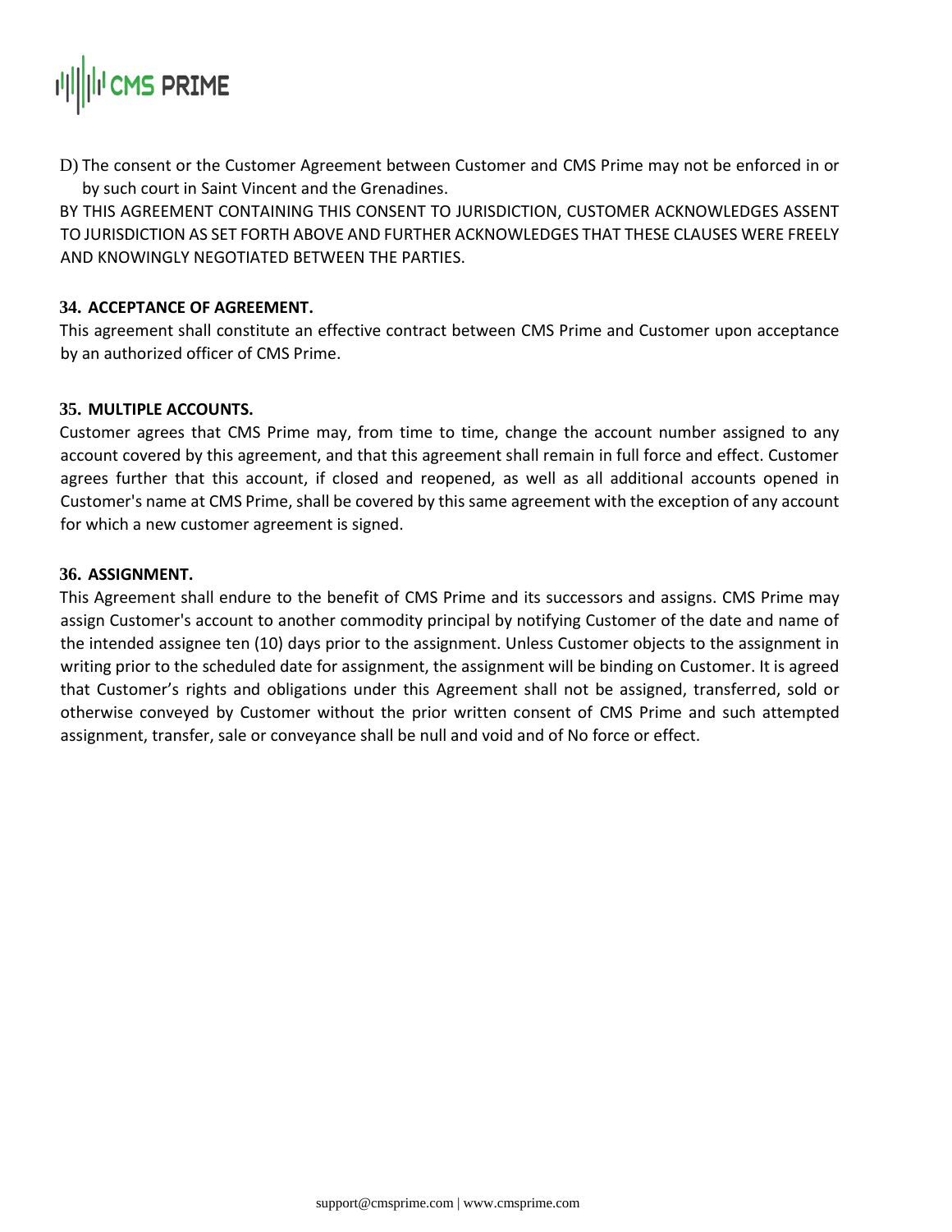D) The consent or the Customer Agreement between Customer and CMS Prime may not be enforced in or by such court in Saint Vincent and the Grenadines.

BY THIS AGREEMENT CONTAINING THIS CONSENT TO JURISDICTION, CUSTOMER ACKNOWLEDGES ASSENT TO JURISDICTION AS SET FORTH ABOVE AND FURTHER ACKNOWLEDGES THAT THESE CLAUSES WERE FREELY AND KNOWINGLY NEGOTIATED BETWEEN THE PARTIES.

**34. ACCEPTANCE OF AGREEMENT.**

This agreement shall constitute an effective contract between CMS Prime and Customer upon acceptance by an authorized officer of CMS Prime.

**35. MULTIPLE ACCOUNTS.**

Customer agrees that CMS Prime may, from time to time, change the account number assigned to any account covered by this agreement, and that this agreement shall remain in full force and effect. Customer agrees further that this account, if closed and reopened, as well as all additional accounts opened in Customer's name at CMS Prime, shall be covered by this same agreement with the exception of any account for which a new customer agreement is signed.

**36. ASSIGNMENT.**

This Agreement shall endure to the benefit of CMS Prime and its successors and assigns. CMS Prime may assign Customer's account to another commodity principal by notifying Customer of the date and name of the intended assignee ten (10) days prior to the assignment. Unless Customer objects to the assignment in writing prior to the scheduled date for assignment, the assignment will be binding on Customer. It is agreed that Customer's rights and obligations under this Agreement shall not be assigned, transferred, sold or otherwise conveyed by Customer without the prior written consent of CMS Prime and such attempted assignment, transfer, sale or conveyance shall be null and void and of No force or effect.